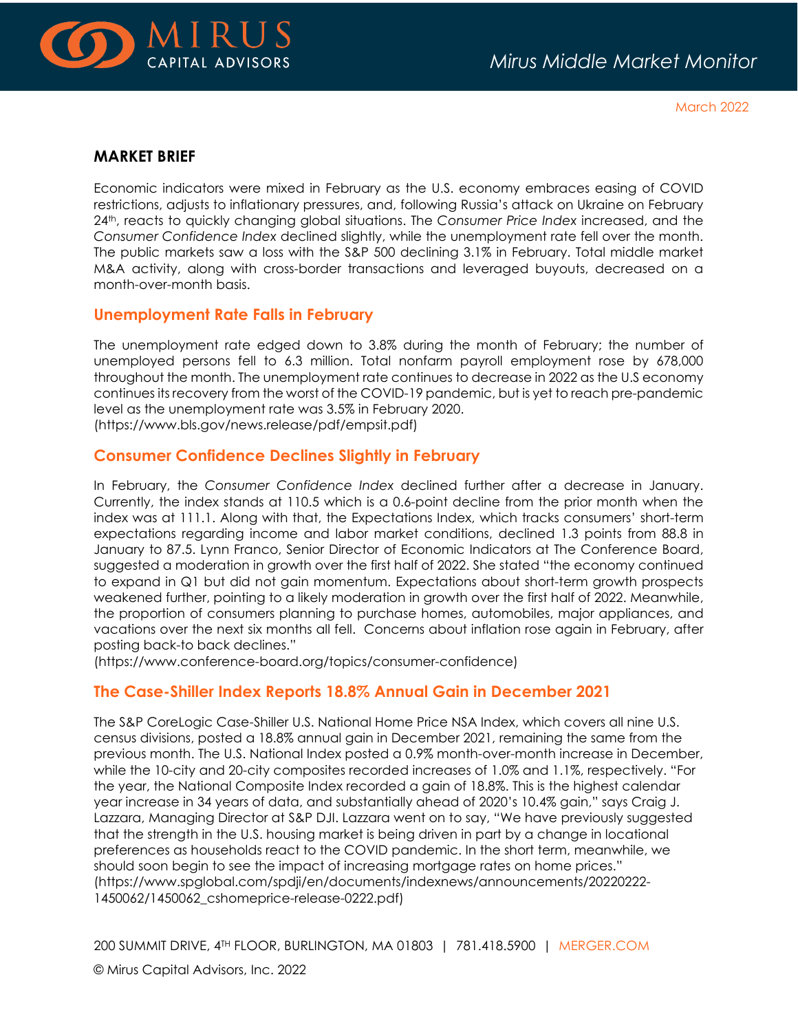# Mirus Middle Market Monitor

March 2022

## MARKET BRIEF

Economic indicators were mixed in February as the U.S. economy embraces easing of COVID restrictions, adjusts to inflationary pressures, and, following Russia's attack on Ukraine on February 24th, reacts to quickly changing global situations. The *Consumer Price Index* increased, and the *Consumer Confidence Index* declined slightly, while the unemployment rate fell over the month. The public markets saw a loss with the S&P 500 declining 3.1% in February. Total middle market M&A activity, along with cross-border transactions and leveraged buyouts, decreased on a month-over-month basis.

### Unemployment Rate Falls in February

The unemployment rate edged down to 3.8% during the month of February; the number of unemployed persons fell to 6.3 million. Total nonfarm payroll employment rose by 678,000 throughout the month. The unemployment rate continues to decrease in 2022 as the U.S economy continues its recovery from the worst of the COVID-19 pandemic, but is yet to reach pre-pandemic level as the unemployment rate was 3.5% in February 2020.
(https://www.bls.gov/news.release/pdf/empsit.pdf)

### Consumer Confidence Declines Slightly in February

In February, the *Consumer Confidence Index* declined further after a decrease in January. Currently, the index stands at 110.5 which is a 0.6-point decline from the prior month when the index was at 111.1. Along with that, the Expectations Index, which tracks consumers' short-term expectations regarding income and labor market conditions, declined 1.3 points from 88.8 in January to 87.5. Lynn Franco, Senior Director of Economic Indicators at The Conference Board, suggested a moderation in growth over the first half of 2022. She stated "the economy continued to expand in Q1 but did not gain momentum. Expectations about short-term growth prospects weakened further, pointing to a likely moderation in growth over the first half of 2022. Meanwhile, the proportion of consumers planning to purchase homes, automobiles, major appliances, and vacations over the next six months all fell. Concerns about inflation rose again in February, after posting back-to back declines."
(https://www.conference-board.org/topics/consumer-confidence)

### The Case-Shiller Index Reports 18.8% Annual Gain in December 2021

The S&P CoreLogic Case-Shiller U.S. National Home Price NSA Index, which covers all nine U.S. census divisions, posted a 18.8% annual gain in December 2021, remaining the same from the previous month. The U.S. National Index posted a 0.9% month-over-month increase in December, while the 10-city and 20-city composites recorded increases of 1.0% and 1.1%, respectively. "For the year, the National Composite Index recorded a gain of 18.8%. This is the highest calendar year increase in 34 years of data, and substantially ahead of 2020's 10.4% gain," says Craig J. Lazzara, Managing Director at S&P DJI. Lazzara went on to say, "We have previously suggested that the strength in the U.S. housing market is being driven in part by a change in locational preferences as households react to the COVID pandemic. In the short term, meanwhile, we should soon begin to see the impact of increasing mortgage rates on home prices."
(https://www.spglobal.com/spdji/en/documents/indexnews/announcements/20220222-1450062/1450062_cshomeprice-release-0222.pdf)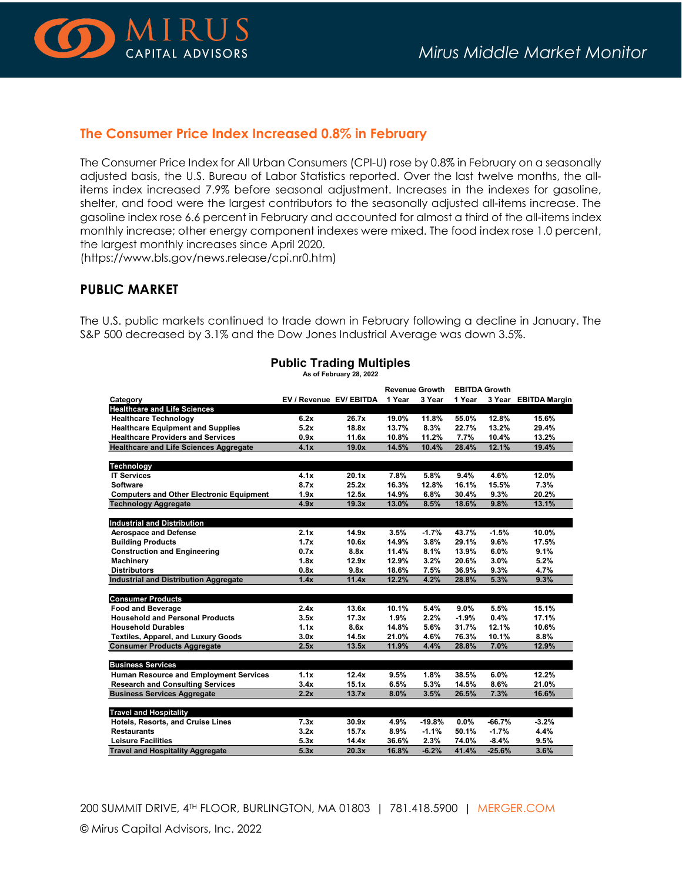## The Consumer Price Index Increased 0.8% in February

The Consumer Price Index for All Urban Consumers (CPI-U) rose by 0.8% in February on a seasonally adjusted basis, the U.S. Bureau of Labor Statistics reported. Over the last twelve months, the all-items index increased 7.9% before seasonal adjustment. Increases in the indexes for gasoline, shelter, and food were the largest contributors to the seasonally adjusted all-items increase. The gasoline index rose 6.6 percent in February and accounted for almost a third of the all-items index monthly increase; other energy component indexes were mixed. The food index rose 1.0 percent, the largest monthly increases since April 2020.
(https://www.bls.gov/news.release/cpi.nr0.htm)

## PUBLIC MARKET

The U.S. public markets continued to trade down in February following a decline in January. The S&P 500 decreased by 3.1% and the Dow Jones Industrial Average was down 3.5%.

**Public Trading Multiples**
As of February 28, 2022

| Category | EV / Revenue | EV/ EBITDA | Revenue Growth 1 Year | Revenue Growth 3 Year | EBITDA Growth 1 Year | EBITDA Growth 3 Year | EBITDA Margin |
|---|---|---|---|---|---|---|---|
| **Healthcare and Life Sciences** | | | | | | | |
| Healthcare Technology | 6.2x | 26.7x | 19.0% | 11.8% | 55.0% | 12.8% | 15.6% |
| Healthcare Equipment and Supplies | 5.2x | 18.8x | 13.7% | 8.3% | 22.7% | 13.2% | 29.4% |
| Healthcare Providers and Services | 0.9x | 11.6x | 10.8% | 11.2% | 7.7% | 10.4% | 13.2% |
| **Healthcare and Life Sciences Aggregate** | 4.1x | 19.0x | 14.5% | 10.4% | 28.4% | 12.1% | 19.4% |
| **Technology** | | | | | | | |
| IT Services | 4.1x | 20.1x | 7.8% | 5.8% | 9.4% | 4.6% | 12.0% |
| Software | 8.7x | 25.2x | 16.3% | 12.8% | 16.1% | 15.5% | 7.3% |
| Computers and Other Electronic Equipment | 1.9x | 12.5x | 14.9% | 6.8% | 30.4% | 9.3% | 20.2% |
| **Technology Aggregate** | 4.9x | 19.3x | 13.0% | 8.5% | 18.6% | 9.8% | 13.1% |
| **Industrial and Distribution** | | | | | | | |
| Aerospace and Defense | 2.1x | 14.9x | 3.5% | -1.7% | 43.7% | -1.5% | 10.0% |
| Building Products | 1.7x | 10.6x | 14.9% | 3.8% | 29.1% | 9.6% | 17.5% |
| Construction and Engineering | 0.7x | 8.8x | 11.4% | 8.1% | 13.9% | 6.0% | 9.1% |
| Machinery | 1.8x | 12.9x | 12.9% | 3.2% | 20.6% | 3.0% | 5.2% |
| Distributors | 0.8x | 9.8x | 18.6% | 7.5% | 36.9% | 9.3% | 4.7% |
| **Industrial and Distribution Aggregate** | 1.4x | 11.4x | 12.2% | 4.2% | 28.8% | 5.3% | 9.3% |
| **Consumer Products** | | | | | | | |
| Food and Beverage | 2.4x | 13.6x | 10.1% | 5.4% | 9.0% | 5.5% | 15.1% |
| Household and Personal Products | 3.5x | 17.3x | 1.9% | 2.2% | -1.9% | 0.4% | 17.1% |
| Household Durables | 1.1x | 8.6x | 14.8% | 5.6% | 31.7% | 12.1% | 10.6% |
| Textiles, Apparel, and Luxury Goods | 3.0x | 14.5x | 21.0% | 4.6% | 76.3% | 10.1% | 8.8% |
| **Consumer Products Aggregate** | 2.5x | 13.5x | 11.9% | 4.4% | 28.8% | 7.0% | 12.9% |
| **Business Services** | | | | | | | |
| Human Resource and Employment Services | 1.1x | 12.4x | 9.5% | 1.8% | 38.5% | 6.0% | 12.2% |
| Research and Consulting Services | 3.4x | 15.1x | 6.5% | 5.3% | 14.5% | 8.6% | 21.0% |
| **Business Services Aggregate** | 2.2x | 13.7x | 8.0% | 3.5% | 26.5% | 7.3% | 16.6% |
| **Travel and Hospitality** | | | | | | | |
| Hotels, Resorts, and Cruise Lines | 7.3x | 30.9x | 4.9% | -19.8% | 0.0% | -66.7% | -3.2% |
| Restaurants | 3.2x | 15.7x | 8.9% | -1.1% | 50.1% | -1.7% | 4.4% |
| Leisure Facilities | 5.3x | 14.4x | 36.6% | 2.3% | 74.0% | -8.4% | 9.5% |
| **Travel and Hospitality Aggregate** | 5.3x | 20.3x | 16.8% | -6.2% | 41.4% | -25.6% | 3.6% |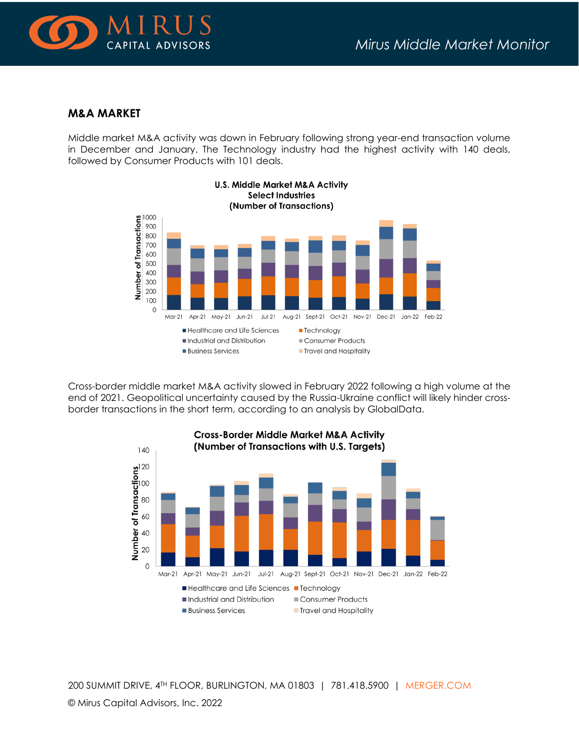## M&A MARKET

Middle market M&A activity was down in February following strong year-end transaction volume in December and January. The Technology industry had the highest activity with 140 deals, followed by Consumer Products with 101 deals.

**U.S. Middle Market M&A Activity**
**Select Industries**
**(Number of Transactions)**

Cross-border middle market M&A activity slowed in February 2022 following a high volume at the end of 2021. Geopolitical uncertainty caused by the Russia-Ukraine conflict will likely hinder cross-border transactions in the short term, according to an analysis by GlobalData.

**Cross-Border Middle Market M&A Activity**
**(Number of Transactions with U.S. Targets)**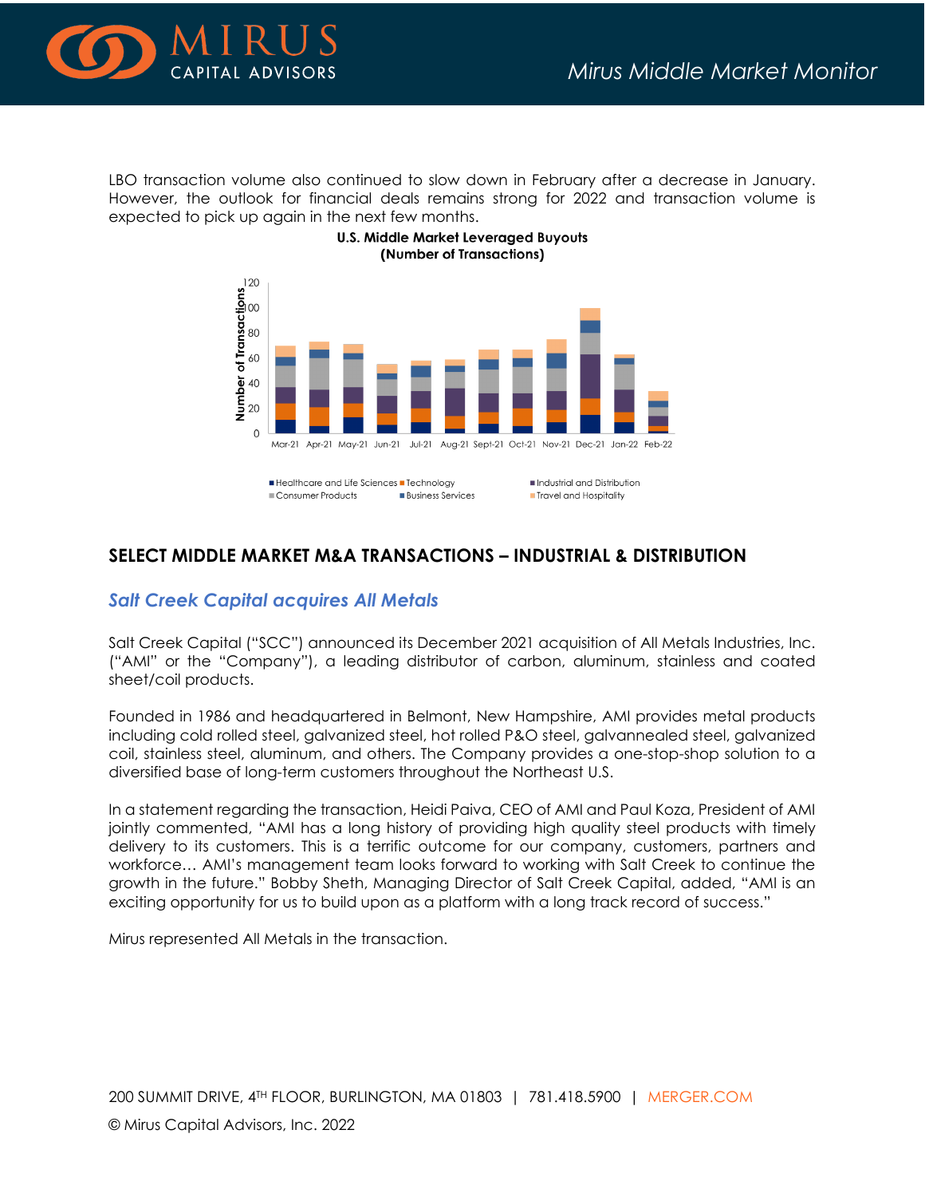LBO transaction volume also continued to slow down in February after a decrease in January. However, the outlook for financial deals remains strong for 2022 and transaction volume is expected to pick up again in the next few months.

**U.S. Middle Market Leveraged Buyouts (Number of Transactions)**

## SELECT MIDDLE MARKET M&A TRANSACTIONS – INDUSTRIAL & DISTRIBUTION

### *Salt Creek Capital acquires All Metals*

Salt Creek Capital ("SCC") announced its December 2021 acquisition of All Metals Industries, Inc. ("AMI" or the "Company"), a leading distributor of carbon, aluminum, stainless and coated sheet/coil products.

Founded in 1986 and headquartered in Belmont, New Hampshire, AMI provides metal products including cold rolled steel, galvanized steel, hot rolled P&O steel, galvannealed steel, galvanized coil, stainless steel, aluminum, and others. The Company provides a one-stop-shop solution to a diversified base of long-term customers throughout the Northeast U.S.

In a statement regarding the transaction, Heidi Paiva, CEO of AMI and Paul Koza, President of AMI jointly commented, "AMI has a long history of providing high quality steel products with timely delivery to its customers. This is a terrific outcome for our company, customers, partners and workforce… AMI's management team looks forward to working with Salt Creek to continue the growth in the future." Bobby Sheth, Managing Director of Salt Creek Capital, added, "AMI is an exciting opportunity for us to build upon as a platform with a long track record of success."

Mirus represented All Metals in the transaction.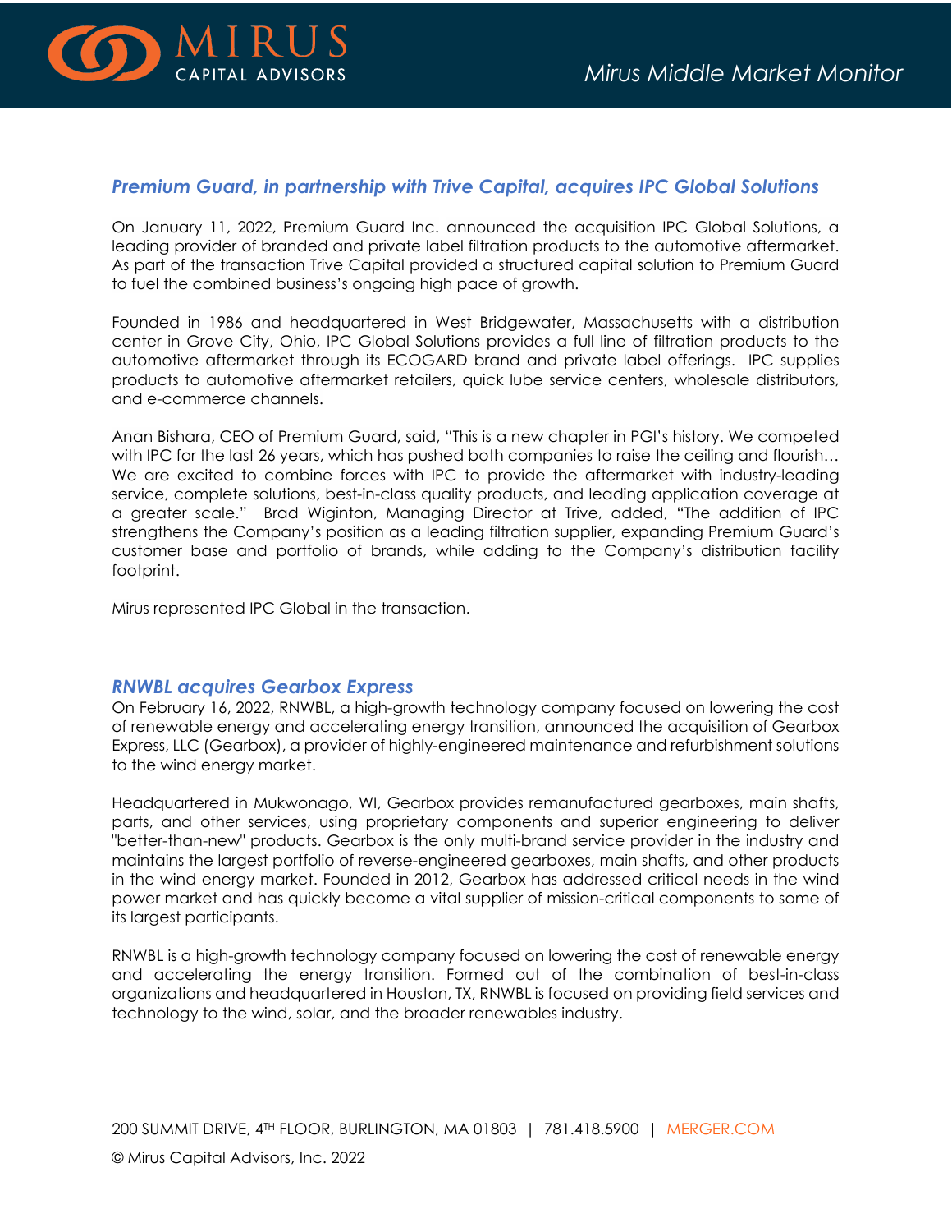## *Premium Guard, in partnership with Trive Capital, acquires IPC Global Solutions*

On January 11, 2022, Premium Guard Inc. announced the acquisition IPC Global Solutions, a leading provider of branded and private label filtration products to the automotive aftermarket. As part of the transaction Trive Capital provided a structured capital solution to Premium Guard to fuel the combined business's ongoing high pace of growth.

Founded in 1986 and headquartered in West Bridgewater, Massachusetts with a distribution center in Grove City, Ohio, IPC Global Solutions provides a full line of filtration products to the automotive aftermarket through its ECOGARD brand and private label offerings. IPC supplies products to automotive aftermarket retailers, quick lube service centers, wholesale distributors, and e-commerce channels.

Anan Bishara, CEO of Premium Guard, said, "This is a new chapter in PGI's history. We competed with IPC for the last 26 years, which has pushed both companies to raise the ceiling and flourish… We are excited to combine forces with IPC to provide the aftermarket with industry-leading service, complete solutions, best-in-class quality products, and leading application coverage at a greater scale." Brad Wiginton, Managing Director at Trive, added, "The addition of IPC strengthens the Company's position as a leading filtration supplier, expanding Premium Guard's customer base and portfolio of brands, while adding to the Company's distribution facility footprint.

Mirus represented IPC Global in the transaction.

## *RNWBL acquires Gearbox Express*

On February 16, 2022, RNWBL, a high-growth technology company focused on lowering the cost of renewable energy and accelerating energy transition, announced the acquisition of Gearbox Express, LLC (Gearbox), a provider of highly-engineered maintenance and refurbishment solutions to the wind energy market.

Headquartered in Mukwonago, WI, Gearbox provides remanufactured gearboxes, main shafts, parts, and other services, using proprietary components and superior engineering to deliver "better-than-new" products. Gearbox is the only multi-brand service provider in the industry and maintains the largest portfolio of reverse-engineered gearboxes, main shafts, and other products in the wind energy market. Founded in 2012, Gearbox has addressed critical needs in the wind power market and has quickly become a vital supplier of mission-critical components to some of its largest participants.

RNWBL is a high-growth technology company focused on lowering the cost of renewable energy and accelerating the energy transition. Formed out of the combination of best-in-class organizations and headquartered in Houston, TX, RNWBL is focused on providing field services and technology to the wind, solar, and the broader renewables industry.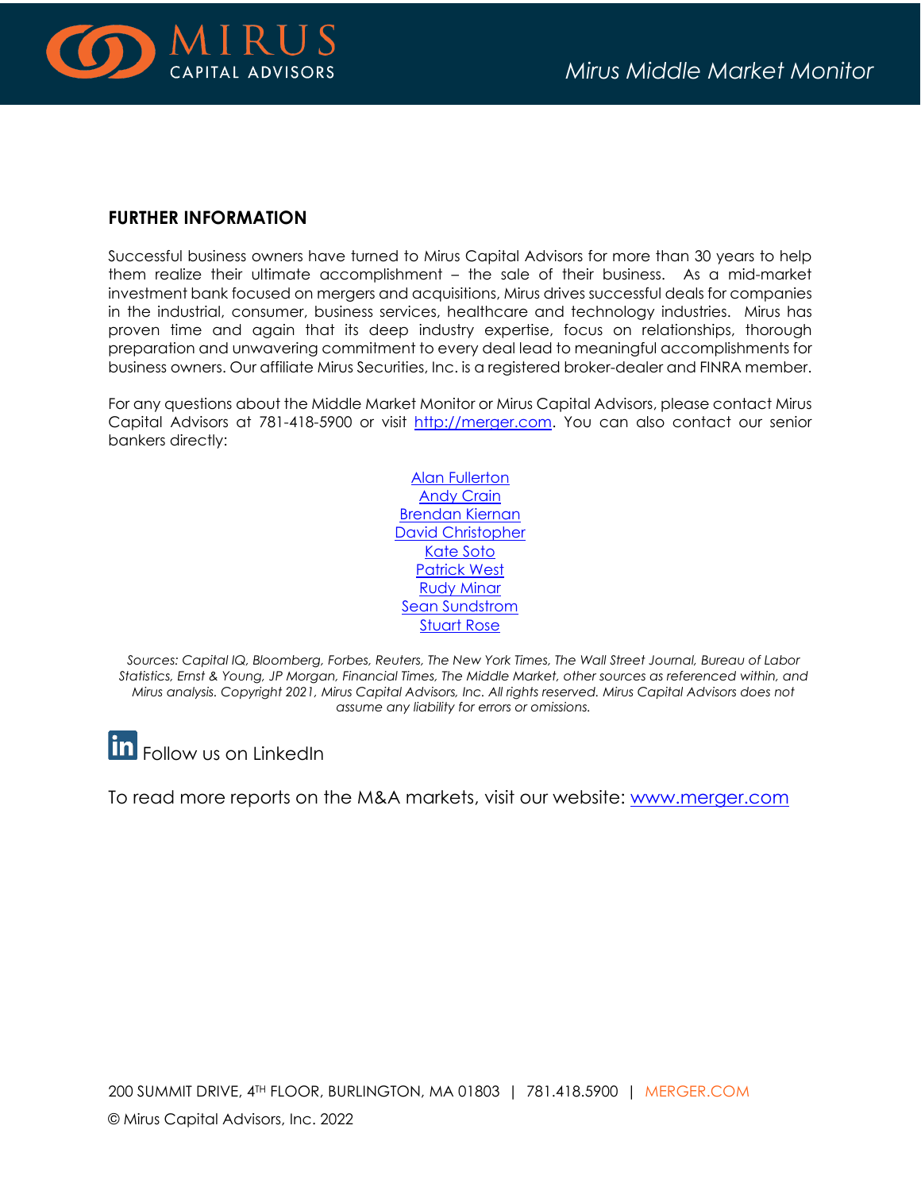## FURTHER INFORMATION

Successful business owners have turned to Mirus Capital Advisors for more than 30 years to help them realize their ultimate accomplishment – the sale of their business. As a mid-market investment bank focused on mergers and acquisitions, Mirus drives successful deals for companies in the industrial, consumer, business services, healthcare and technology industries. Mirus has proven time and again that its deep industry expertise, focus on relationships, thorough preparation and unwavering commitment to every deal lead to meaningful accomplishments for business owners. Our affiliate Mirus Securities, Inc. is a registered broker-dealer and FINRA member.

For any questions about the Middle Market Monitor or Mirus Capital Advisors, please contact Mirus Capital Advisors at 781-418-5900 or visit http://merger.com. You can also contact our senior bankers directly:

Alan Fullerton
Andy Crain
Brendan Kiernan
David Christopher
Kate Soto
Patrick West
Rudy Minar
Sean Sundstrom
Stuart Rose

*Sources: Capital IQ, Bloomberg, Forbes, Reuters, The New York Times, The Wall Street Journal, Bureau of Labor Statistics, Ernst & Young, JP Morgan, Financial Times, The Middle Market, other sources as referenced within, and Mirus analysis. Copyright 2021, Mirus Capital Advisors, Inc. All rights reserved. Mirus Capital Advisors does not assume any liability for errors or omissions.*

Follow us on LinkedIn

To read more reports on the M&A markets, visit our website: www.merger.com

200 SUMMIT DRIVE, 4TH FLOOR, BURLINGTON, MA 01803 | 781.418.5900 | MERGER.COM

© Mirus Capital Advisors, Inc. 2022